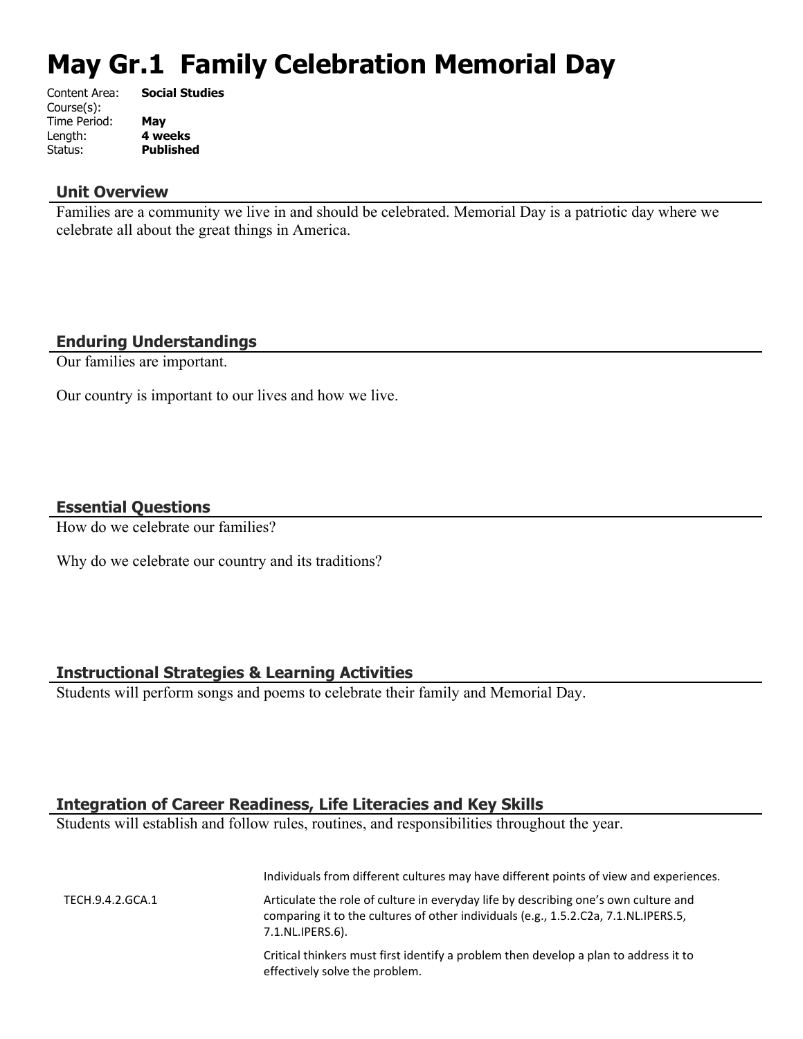# May Gr.1 Family Celebration Memorial Day

Content Area: **Social Studies**
Course(s):
Time Period: **May**
Length: **4 weeks**
Status: **Published**

## Unit Overview

Families are a community we live in and should be celebrated. Memorial Day is a patriotic day where we celebrate all about the great things in America.

## Enduring Understandings

Our families are important.

Our country is important to our lives and how we live.

## Essential Questions

How do we celebrate our families?

Why do we celebrate our country and its traditions?

## Instructional Strategies & Learning Activities

Students will perform songs and poems to celebrate their family and Memorial Day.

## Integration of Career Readiness, Life Literacies and Key Skills

Students will establish and follow rules, routines, and responsibilities throughout the year.

| | |
|---|---|
| | Individuals from different cultures may have different points of view and experiences. |
| TECH.9.4.2.GCA.1 | Articulate the role of culture in everyday life by describing one's own culture and comparing it to the cultures of other individuals (e.g., 1.5.2.C2a, 7.1.NL.IPERS.5, 7.1.NL.IPERS.6). |
| | Critical thinkers must first identify a problem then develop a plan to address it to effectively solve the problem. |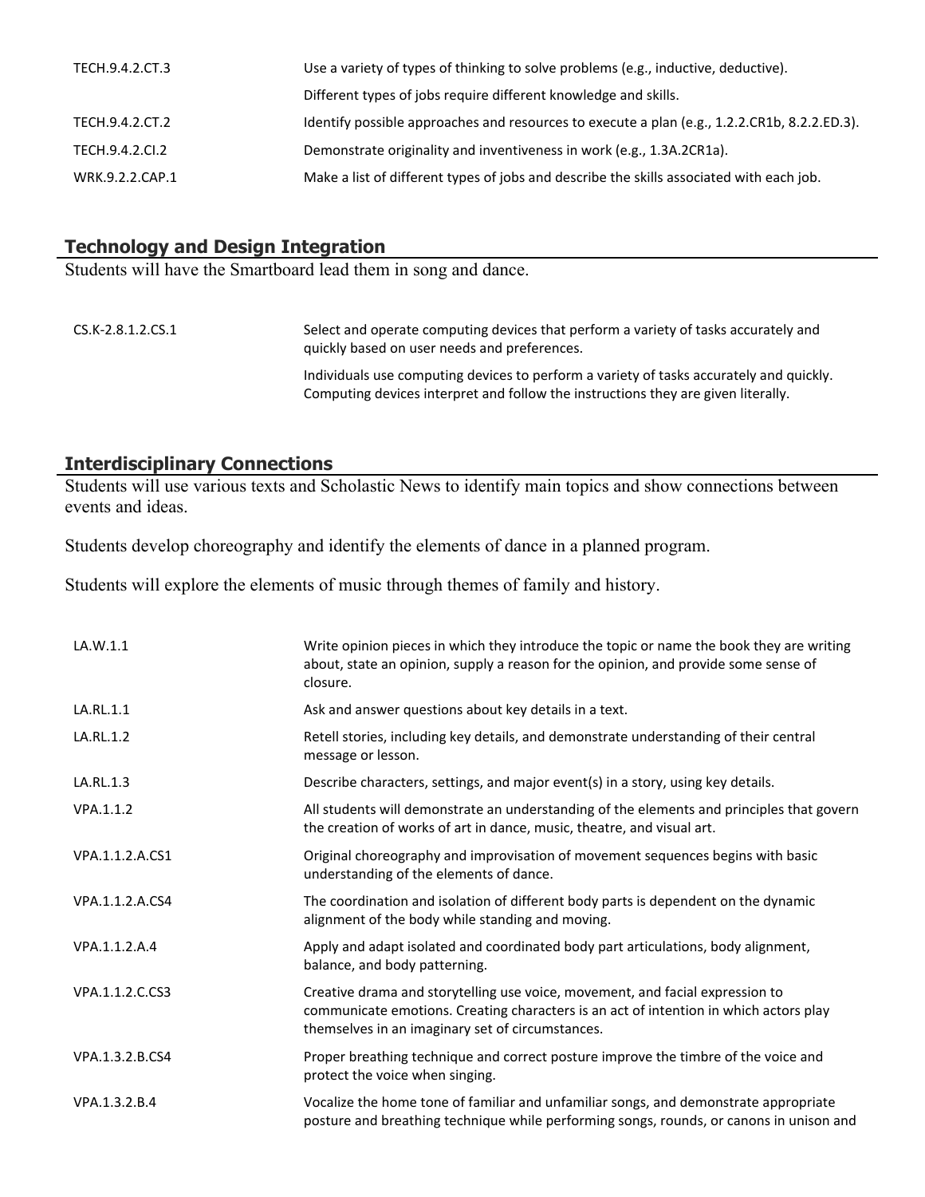| | |
|---|---|
| TECH.9.4.2.CT.3 | Use a variety of types of thinking to solve problems (e.g., inductive, deductive). |
| | Different types of jobs require different knowledge and skills. |
| TECH.9.4.2.CT.2 | Identify possible approaches and resources to execute a plan (e.g., 1.2.2.CR1b, 8.2.2.ED.3). |
| TECH.9.4.2.CI.2 | Demonstrate originality and inventiveness in work (e.g., 1.3A.2CR1a). |
| WRK.9.2.2.CAP.1 | Make a list of different types of jobs and describe the skills associated with each job. |

## Technology and Design Integration

Students will have the Smartboard lead them in song and dance.

| | |
|---|---|
| CS.K-2.8.1.2.CS.1 | Select and operate computing devices that perform a variety of tasks accurately and quickly based on user needs and preferences. |
| | Individuals use computing devices to perform a variety of tasks accurately and quickly. Computing devices interpret and follow the instructions they are given literally. |

## Interdisciplinary Connections

Students will use various texts and Scholastic News to identify main topics and show connections between events and ideas.

Students develop choreography and identify the elements of dance in a planned program.

Students will explore the elements of music through themes of family and history.

| | |
|---|---|
| LA.W.1.1 | Write opinion pieces in which they introduce the topic or name the book they are writing about, state an opinion, supply a reason for the opinion, and provide some sense of closure. |
| LA.RL.1.1 | Ask and answer questions about key details in a text. |
| LA.RL.1.2 | Retell stories, including key details, and demonstrate understanding of their central message or lesson. |
| LA.RL.1.3 | Describe characters, settings, and major event(s) in a story, using key details. |
| VPA.1.1.2 | All students will demonstrate an understanding of the elements and principles that govern the creation of works of art in dance, music, theatre, and visual art. |
| VPA.1.1.2.A.CS1 | Original choreography and improvisation of movement sequences begins with basic understanding of the elements of dance. |
| VPA.1.1.2.A.CS4 | The coordination and isolation of different body parts is dependent on the dynamic alignment of the body while standing and moving. |
| VPA.1.1.2.A.4 | Apply and adapt isolated and coordinated body part articulations, body alignment, balance, and body patterning. |
| VPA.1.1.2.C.CS3 | Creative drama and storytelling use voice, movement, and facial expression to communicate emotions. Creating characters is an act of intention in which actors play themselves in an imaginary set of circumstances. |
| VPA.1.3.2.B.CS4 | Proper breathing technique and correct posture improve the timbre of the voice and protect the voice when singing. |
| VPA.1.3.2.B.4 | Vocalize the home tone of familiar and unfamiliar songs, and demonstrate appropriate posture and breathing technique while performing songs, rounds, or canons in unison and |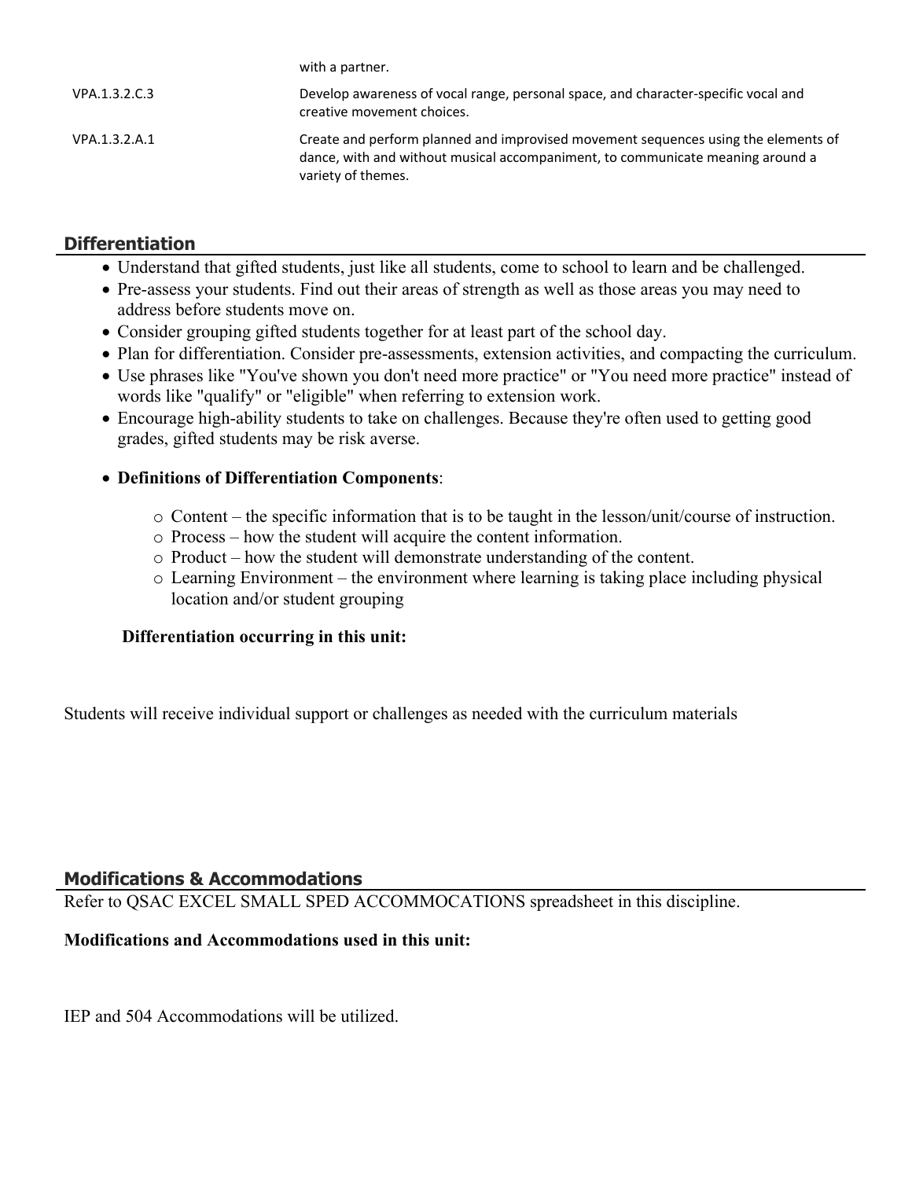| | |
|---|---|
| | with a partner. |
| VPA.1.3.2.C.3 | Develop awareness of vocal range, personal space, and character-specific vocal and creative movement choices. |
| VPA.1.3.2.A.1 | Create and perform planned and improvised movement sequences using the elements of dance, with and without musical accompaniment, to communicate meaning around a variety of themes. |

## Differentiation

- Understand that gifted students, just like all students, come to school to learn and be challenged.
- Pre-assess your students. Find out their areas of strength as well as those areas you may need to address before students move on.
- Consider grouping gifted students together for at least part of the school day.
- Plan for differentiation. Consider pre-assessments, extension activities, and compacting the curriculum.
- Use phrases like "You've shown you don't need more practice" or "You need more practice" instead of words like "qualify" or "eligible" when referring to extension work.
- Encourage high-ability students to take on challenges. Because they're often used to getting good grades, gifted students may be risk averse.
- **Definitions of Differentiation Components**:
  - Content – the specific information that is to be taught in the lesson/unit/course of instruction.
  - Process – how the student will acquire the content information.
  - Product – how the student will demonstrate understanding of the content.
  - Learning Environment – the environment where learning is taking place including physical location and/or student grouping

**Differentiation occurring in this unit:**

Students will receive individual support or challenges as needed with the curriculum materials

## Modifications & Accommodations

Refer to QSAC EXCEL SMALL SPED ACCOMMOCATIONS spreadsheet in this discipline.

**Modifications and Accommodations used in this unit:**

IEP and 504 Accommodations will be utilized.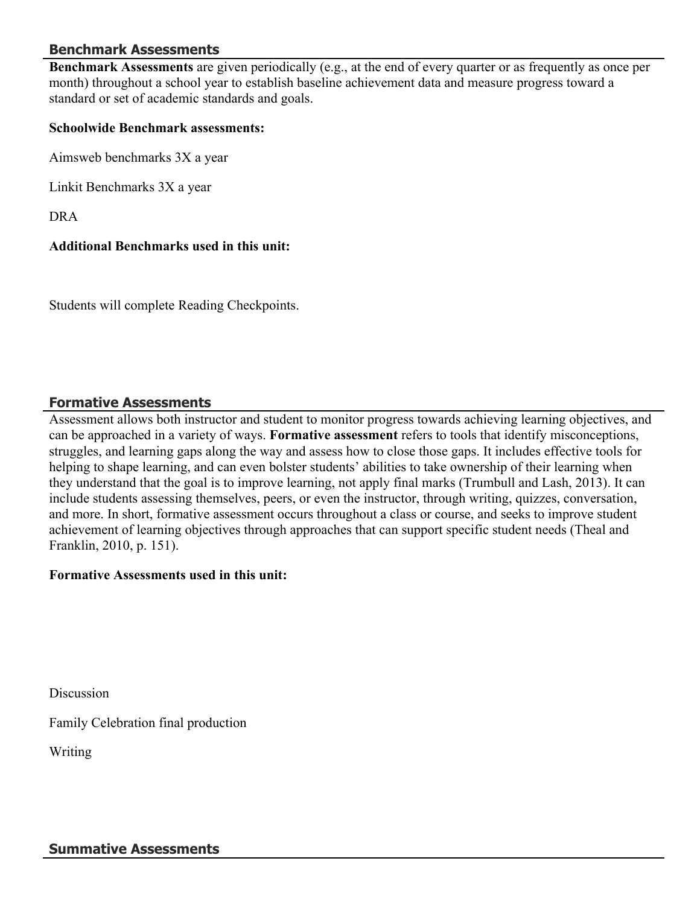## Benchmark Assessments

**Benchmark Assessments** are given periodically (e.g., at the end of every quarter or as frequently as once per month) throughout a school year to establish baseline achievement data and measure progress toward a standard or set of academic standards and goals.

**Schoolwide Benchmark assessments:**

Aimsweb benchmarks 3X a year

Linkit Benchmarks 3X a year

DRA

**Additional Benchmarks used in this unit:**

Students will complete Reading Checkpoints.

## Formative Assessments

Assessment allows both instructor and student to monitor progress towards achieving learning objectives, and can be approached in a variety of ways. **Formative assessment** refers to tools that identify misconceptions, struggles, and learning gaps along the way and assess how to close those gaps. It includes effective tools for helping to shape learning, and can even bolster students' abilities to take ownership of their learning when they understand that the goal is to improve learning, not apply final marks (Trumbull and Lash, 2013). It can include students assessing themselves, peers, or even the instructor, through writing, quizzes, conversation, and more. In short, formative assessment occurs throughout a class or course, and seeks to improve student achievement of learning objectives through approaches that can support specific student needs (Theal and Franklin, 2010, p. 151).

**Formative Assessments used in this unit:**

Discussion

Family Celebration final production

Writing

## Summative Assessments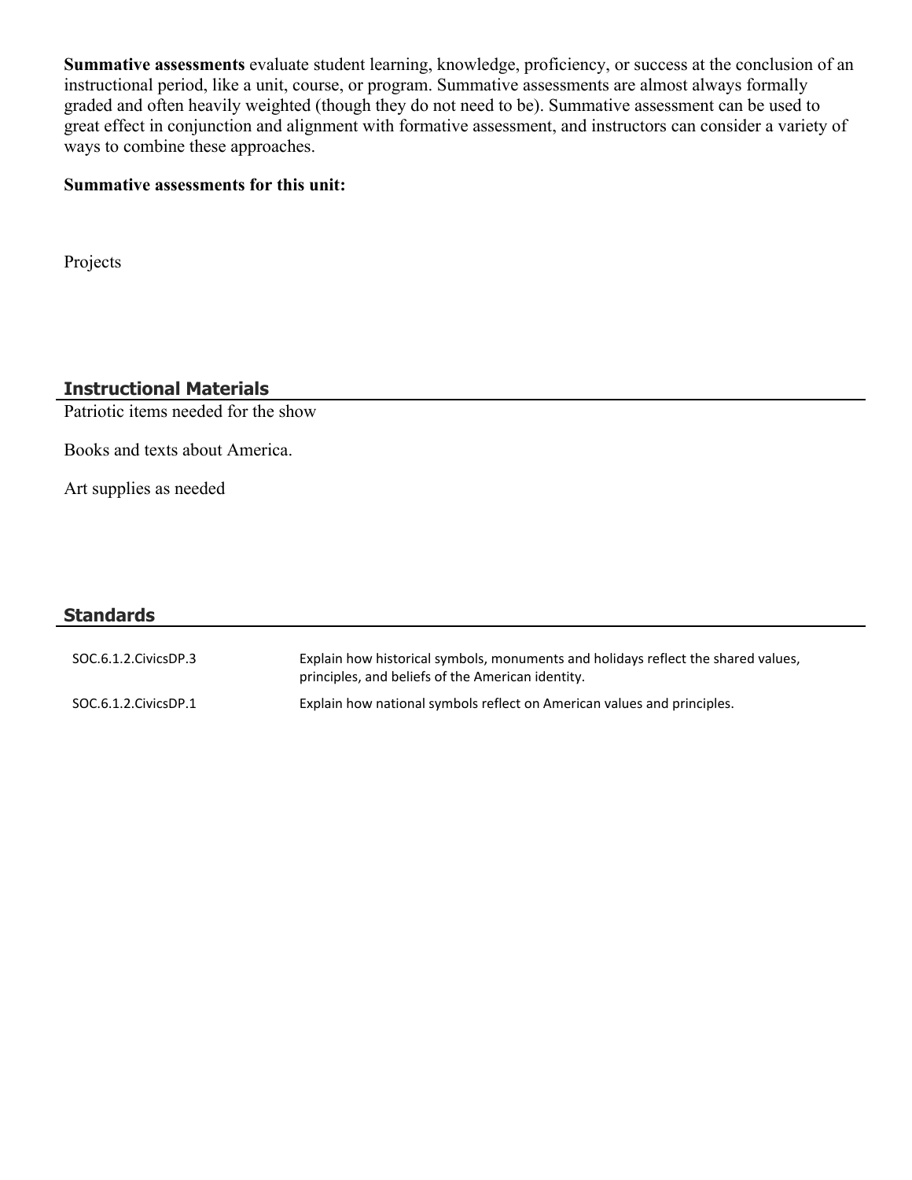**Summative assessments** evaluate student learning, knowledge, proficiency, or success at the conclusion of an instructional period, like a unit, course, or program. Summative assessments are almost always formally graded and often heavily weighted (though they do not need to be). Summative assessment can be used to great effect in conjunction and alignment with formative assessment, and instructors can consider a variety of ways to combine these approaches.

**Summative assessments for this unit:**

Projects

## Instructional Materials

Patriotic items needed for the show

Books and texts about America.

Art supplies as needed

## Standards

| | |
|---|---|
| SOC.6.1.2.CivicsDP.3 | Explain how historical symbols, monuments and holidays reflect the shared values, principles, and beliefs of the American identity. |
| SOC.6.1.2.CivicsDP.1 | Explain how national symbols reflect on American values and principles. |